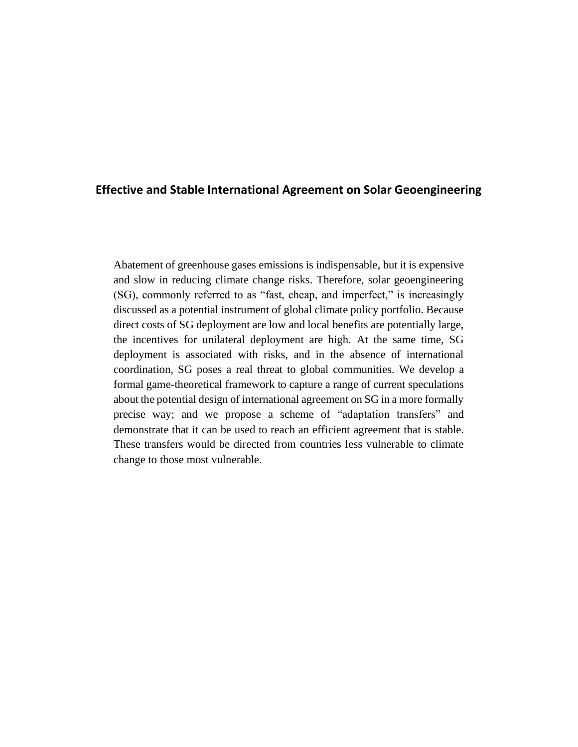# Effective and Stable International Agreement on Solar Geoengineering

Abatement of greenhouse gases emissions is indispensable, but it is expensive and slow in reducing climate change risks. Therefore, solar geoengineering (SG), commonly referred to as "fast, cheap, and imperfect," is increasingly discussed as a potential instrument of global climate policy portfolio. Because direct costs of SG deployment are low and local benefits are potentially large, the incentives for unilateral deployment are high. At the same time, SG deployment is associated with risks, and in the absence of international coordination, SG poses a real threat to global communities. We develop a formal game-theoretical framework to capture a range of current speculations about the potential design of international agreement on SG in a more formally precise way; and we propose a scheme of "adaptation transfers" and demonstrate that it can be used to reach an efficient agreement that is stable. These transfers would be directed from countries less vulnerable to climate change to those most vulnerable.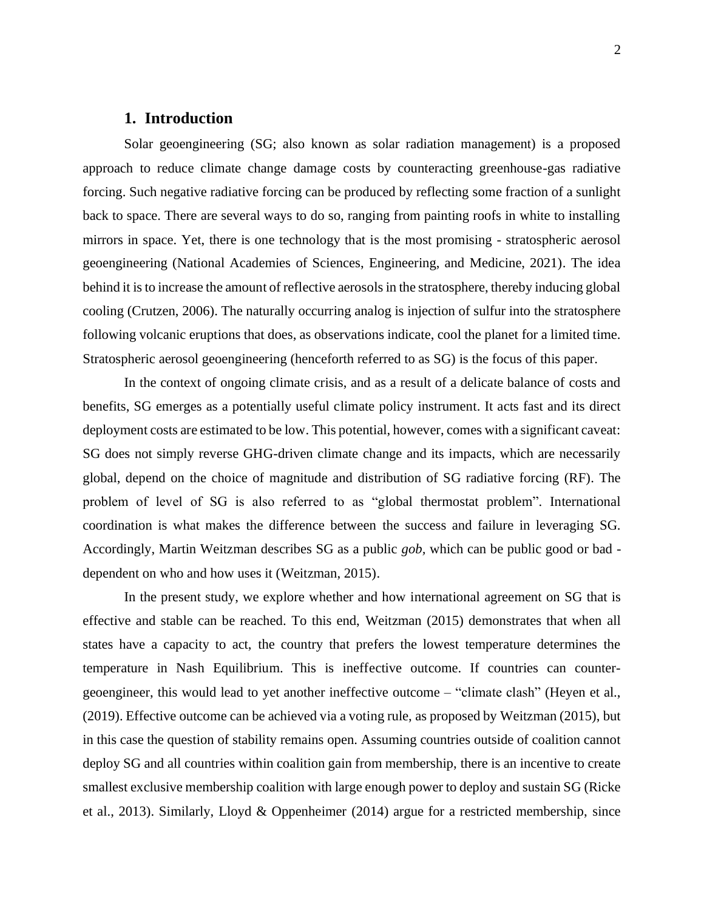## 1. Introduction

Solar geoengineering (SG; also known as solar radiation management) is a proposed approach to reduce climate change damage costs by counteracting greenhouse-gas radiative forcing. Such negative radiative forcing can be produced by reflecting some fraction of a sunlight back to space. There are several ways to do so, ranging from painting roofs in white to installing mirrors in space. Yet, there is one technology that is the most promising - stratospheric aerosol geoengineering (National Academies of Sciences, Engineering, and Medicine, 2021). The idea behind it is to increase the amount of reflective aerosols in the stratosphere, thereby inducing global cooling (Crutzen, 2006). The naturally occurring analog is injection of sulfur into the stratosphere following volcanic eruptions that does, as observations indicate, cool the planet for a limited time. Stratospheric aerosol geoengineering (henceforth referred to as SG) is the focus of this paper.

In the context of ongoing climate crisis, and as a result of a delicate balance of costs and benefits, SG emerges as a potentially useful climate policy instrument. It acts fast and its direct deployment costs are estimated to be low. This potential, however, comes with a significant caveat: SG does not simply reverse GHG-driven climate change and its impacts, which are necessarily global, depend on the choice of magnitude and distribution of SG radiative forcing (RF). The problem of level of SG is also referred to as "global thermostat problem". International coordination is what makes the difference between the success and failure in leveraging SG. Accordingly, Martin Weitzman describes SG as a public *gob*, which can be public good or bad - dependent on who and how uses it (Weitzman, 2015).

In the present study, we explore whether and how international agreement on SG that is effective and stable can be reached. To this end, Weitzman (2015) demonstrates that when all states have a capacity to act, the country that prefers the lowest temperature determines the temperature in Nash Equilibrium. This is ineffective outcome. If countries can counter-geoengineer, this would lead to yet another ineffective outcome – "climate clash" (Heyen et al., (2019). Effective outcome can be achieved via a voting rule, as proposed by Weitzman (2015), but in this case the question of stability remains open. Assuming countries outside of coalition cannot deploy SG and all countries within coalition gain from membership, there is an incentive to create smallest exclusive membership coalition with large enough power to deploy and sustain SG (Ricke et al., 2013). Similarly, Lloyd & Oppenheimer (2014) argue for a restricted membership, since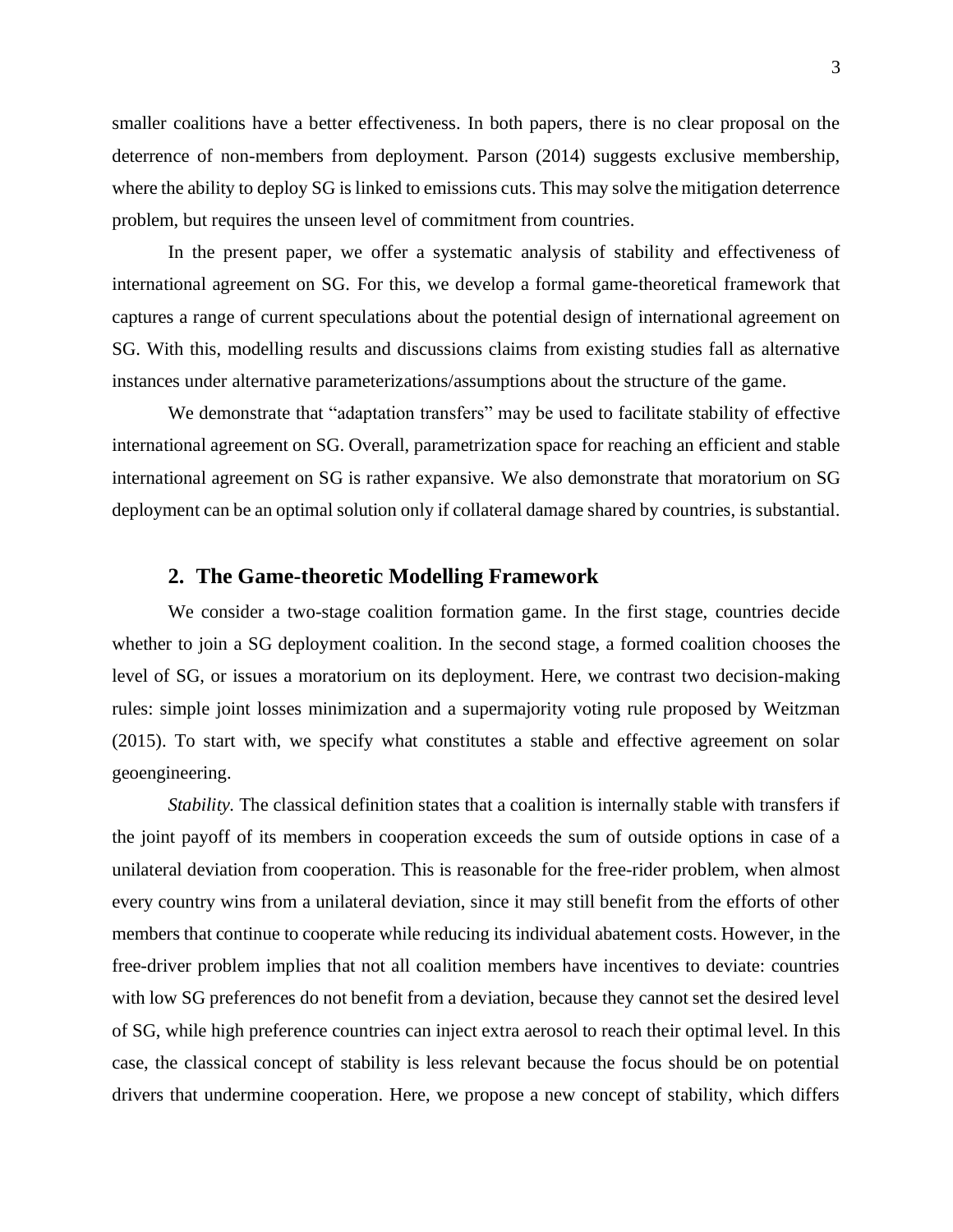smaller coalitions have a better effectiveness. In both papers, there is no clear proposal on the deterrence of non-members from deployment. Parson (2014) suggests exclusive membership, where the ability to deploy SG is linked to emissions cuts. This may solve the mitigation deterrence problem, but requires the unseen level of commitment from countries.

In the present paper, we offer a systematic analysis of stability and effectiveness of international agreement on SG. For this, we develop a formal game-theoretical framework that captures a range of current speculations about the potential design of international agreement on SG. With this, modelling results and discussions claims from existing studies fall as alternative instances under alternative parameterizations/assumptions about the structure of the game.

We demonstrate that "adaptation transfers" may be used to facilitate stability of effective international agreement on SG. Overall, parametrization space for reaching an efficient and stable international agreement on SG is rather expansive. We also demonstrate that moratorium on SG deployment can be an optimal solution only if collateral damage shared by countries, is substantial.

## 2. The Game-theoretic Modelling Framework

We consider a two-stage coalition formation game. In the first stage, countries decide whether to join a SG deployment coalition. In the second stage, a formed coalition chooses the level of SG, or issues a moratorium on its deployment. Here, we contrast two decision-making rules: simple joint losses minimization and a supermajority voting rule proposed by Weitzman (2015). To start with, we specify what constitutes a stable and effective agreement on solar geoengineering.

*Stability.* The classical definition states that a coalition is internally stable with transfers if the joint payoff of its members in cooperation exceeds the sum of outside options in case of a unilateral deviation from cooperation. This is reasonable for the free-rider problem, when almost every country wins from a unilateral deviation, since it may still benefit from the efforts of other members that continue to cooperate while reducing its individual abatement costs. However, in the free-driver problem implies that not all coalition members have incentives to deviate: countries with low SG preferences do not benefit from a deviation, because they cannot set the desired level of SG, while high preference countries can inject extra aerosol to reach their optimal level. In this case, the classical concept of stability is less relevant because the focus should be on potential drivers that undermine cooperation. Here, we propose a new concept of stability, which differs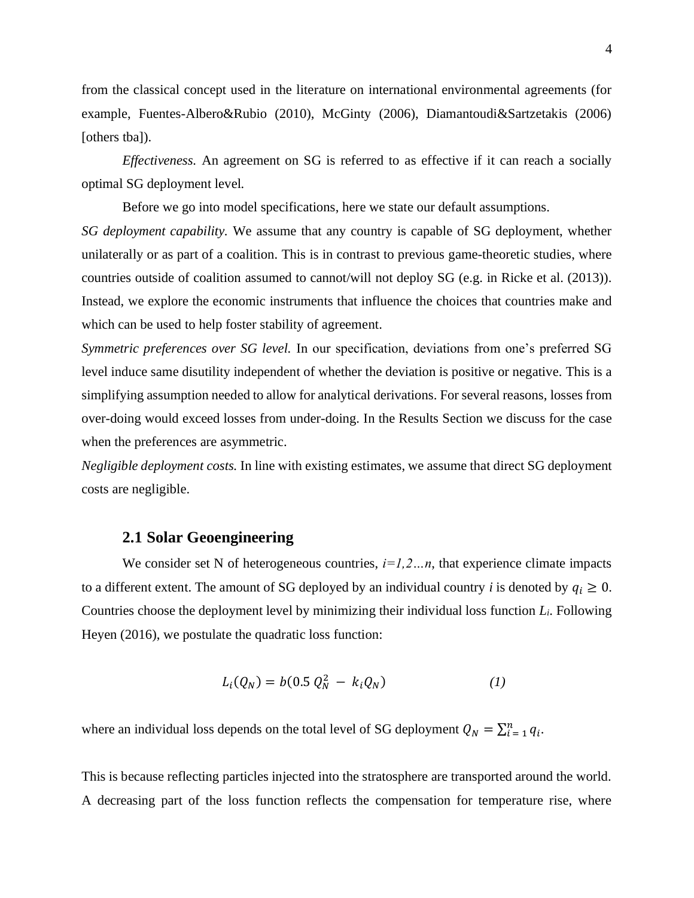from the classical concept used in the literature on international environmental agreements (for example, Fuentes-Albero&Rubio (2010), McGinty (2006), Diamantoudi&Sartzetakis (2006) [others tba]).

*Effectiveness.* An agreement on SG is referred to as effective if it can reach a socially optimal SG deployment level.

Before we go into model specifications, here we state our default assumptions.

*SG deployment capability.* We assume that any country is capable of SG deployment, whether unilaterally or as part of a coalition. This is in contrast to previous game-theoretic studies, where countries outside of coalition assumed to cannot/will not deploy SG (e.g. in Ricke et al. (2013)). Instead, we explore the economic instruments that influence the choices that countries make and which can be used to help foster stability of agreement.

*Symmetric preferences over SG level.* In our specification, deviations from one's preferred SG level induce same disutility independent of whether the deviation is positive or negative. This is a simplifying assumption needed to allow for analytical derivations. For several reasons, losses from over-doing would exceed losses from under-doing. In the Results Section we discuss for the case when the preferences are asymmetric.

*Negligible deployment costs.* In line with existing estimates, we assume that direct SG deployment costs are negligible.

## 2.1 Solar Geoengineering

We consider set N of heterogeneous countries, $i=1,2\ldots n$, that experience climate impacts to a different extent. The amount of SG deployed by an individual country $i$ is denoted by $q_i \geq 0$. Countries choose the deployment level by minimizing their individual loss function $L_i$. Following Heyen (2016), we postulate the quadratic loss function:

$$L_i(Q_N) = b(0.5\, Q_N^2 - k_i Q_N) \qquad (1)$$

where an individual loss depends on the total level of SG deployment $Q_N = \sum_{i=1}^{n} q_i$.

This is because reflecting particles injected into the stratosphere are transported around the world. A decreasing part of the loss function reflects the compensation for temperature rise, where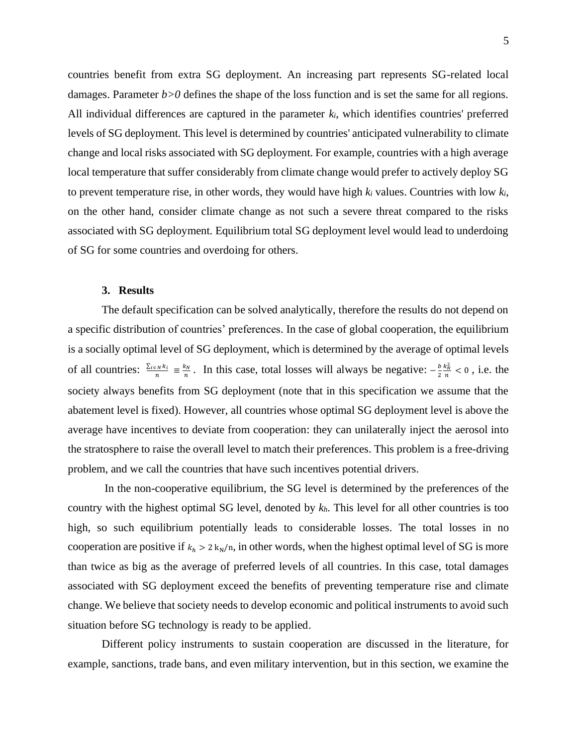countries benefit from extra SG deployment. An increasing part represents SG-related local damages. Parameter $b>0$ defines the shape of the loss function and is set the same for all regions. All individual differences are captured in the parameter $k_i$, which identifies countries' preferred levels of SG deployment. This level is determined by countries' anticipated vulnerability to climate change and local risks associated with SG deployment. For example, countries with a high average local temperature that suffer considerably from climate change would prefer to actively deploy SG to prevent temperature rise, in other words, they would have high $k_i$ values. Countries with low $k_i$, on the other hand, consider climate change as not such a severe threat compared to the risks associated with SG deployment. Equilibrium total SG deployment level would lead to underdoing of SG for some countries and overdoing for others.

## 3. Results

The default specification can be solved analytically, therefore the results do not depend on a specific distribution of countries' preferences. In the case of global cooperation, the equilibrium is a socially optimal level of SG deployment, which is determined by the average of optimal levels of all countries: $\frac{\sum_{i\in N} k_i}{n} \equiv \frac{k_N}{n}$. In this case, total losses will always be negative: $-\frac{b}{2}\frac{k_N^2}{n} < 0$, i.e. the society always benefits from SG deployment (note that in this specification we assume that the abatement level is fixed). However, all countries whose optimal SG deployment level is above the average have incentives to deviate from cooperation: they can unilaterally inject the aerosol into the stratosphere to raise the overall level to match their preferences. This problem is a free-driving problem, and we call the countries that have such incentives potential drivers.

In the non-cooperative equilibrium, the SG level is determined by the preferences of the country with the highest optimal SG level, denoted by $k_h$. This level for all other countries is too high, so such equilibrium potentially leads to considerable losses. The total losses in no cooperation are positive if $k_h > 2\,k_N/n$, in other words, when the highest optimal level of SG is more than twice as big as the average of preferred levels of all countries. In this case, total damages associated with SG deployment exceed the benefits of preventing temperature rise and climate change. We believe that society needs to develop economic and political instruments to avoid such situation before SG technology is ready to be applied.

Different policy instruments to sustain cooperation are discussed in the literature, for example, sanctions, trade bans, and even military intervention, but in this section, we examine the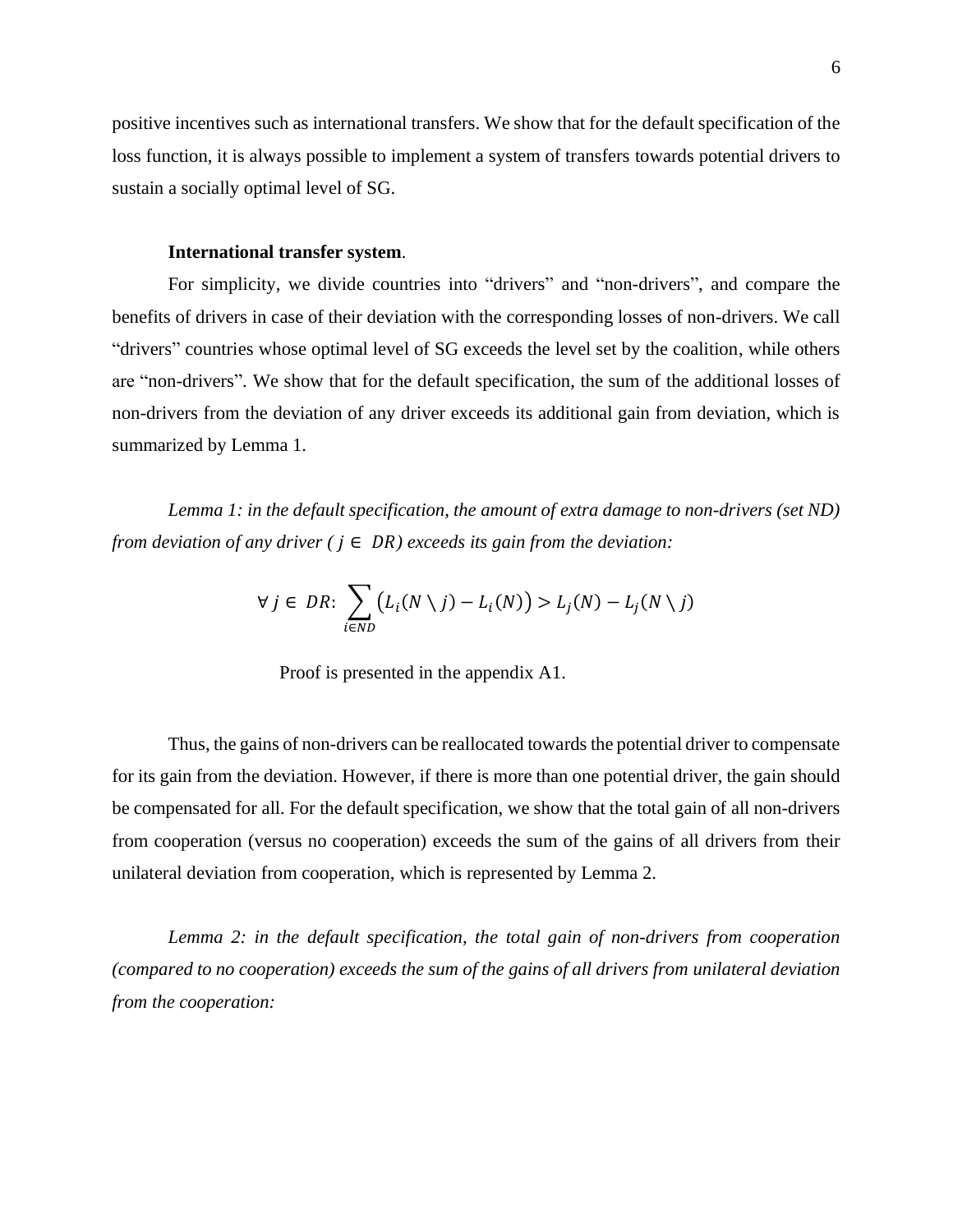positive incentives such as international transfers. We show that for the default specification of the loss function, it is always possible to implement a system of transfers towards potential drivers to sustain a socially optimal level of SG.

**International transfer system**.

For simplicity, we divide countries into "drivers" and "non-drivers", and compare the benefits of drivers in case of their deviation with the corresponding losses of non-drivers. We call "drivers" countries whose optimal level of SG exceeds the level set by the coalition, while others are "non-drivers". We show that for the default specification, the sum of the additional losses of non-drivers from the deviation of any driver exceeds its additional gain from deviation, which is summarized by Lemma 1.

*Lemma 1: in the default specification, the amount of extra damage to non-drivers (set ND) from deviation of any driver ( $j \in DR$) exceeds its gain from the deviation:*

$$\forall\, j \in DR\colon \sum_{i \in ND} \left( L_i(N \setminus j) - L_i(N) \right) > L_j(N) - L_j(N \setminus j)$$

Proof is presented in the appendix A1.

Thus, the gains of non-drivers can be reallocated towards the potential driver to compensate for its gain from the deviation. However, if there is more than one potential driver, the gain should be compensated for all. For the default specification, we show that the total gain of all non-drivers from cooperation (versus no cooperation) exceeds the sum of the gains of all drivers from their unilateral deviation from cooperation, which is represented by Lemma 2.

*Lemma 2: in the default specification, the total gain of non-drivers from cooperation (compared to no cooperation) exceeds the sum of the gains of all drivers from unilateral deviation from the cooperation:*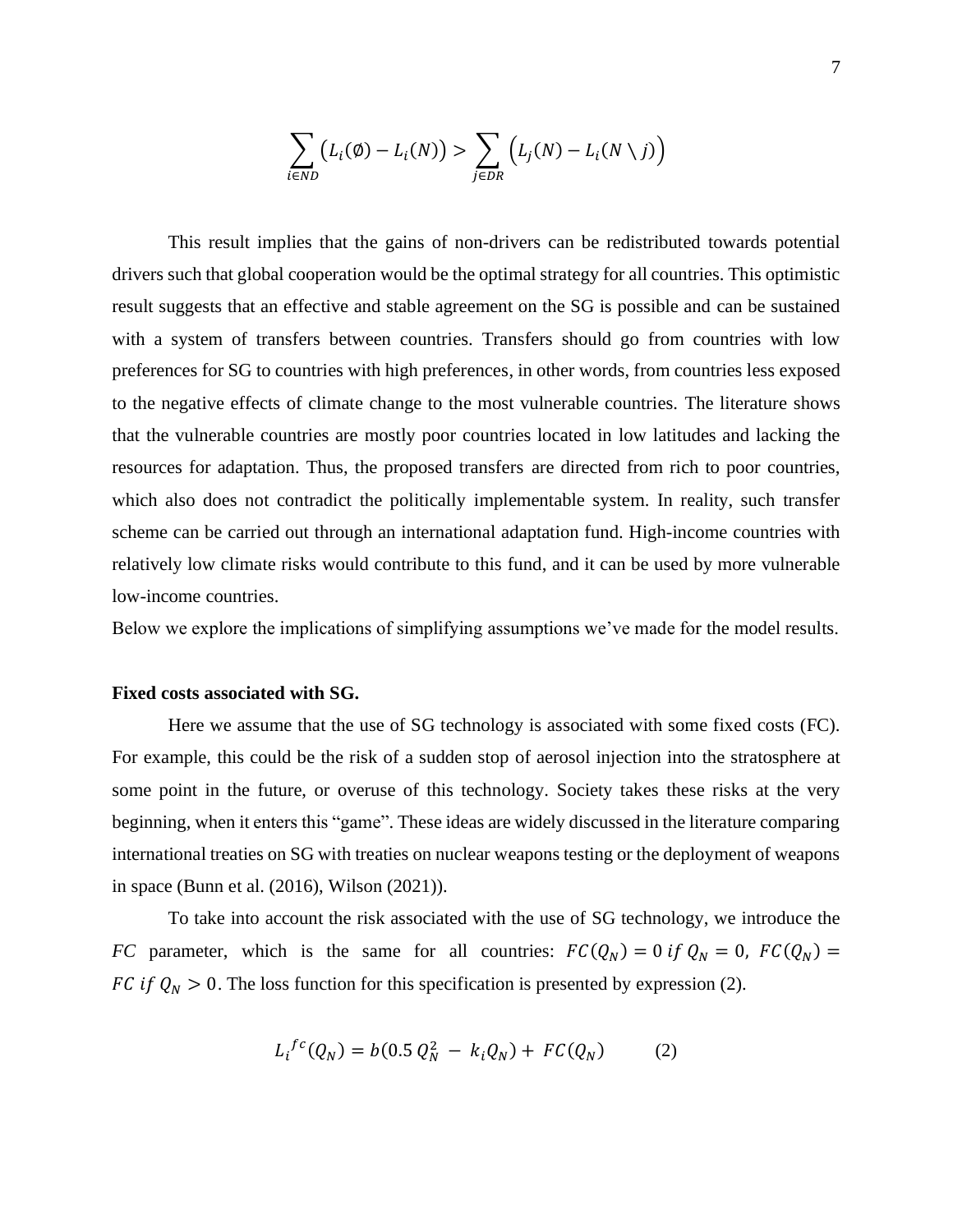$$\sum_{i \in ND} \left( L_i(\emptyset) - L_i(N) \right) > \sum_{j \in DR} \left( L_j(N) - L_i(N \setminus j) \right)$$

This result implies that the gains of non-drivers can be redistributed towards potential drivers such that global cooperation would be the optimal strategy for all countries. This optimistic result suggests that an effective and stable agreement on the SG is possible and can be sustained with a system of transfers between countries. Transfers should go from countries with low preferences for SG to countries with high preferences, in other words, from countries less exposed to the negative effects of climate change to the most vulnerable countries. The literature shows that the vulnerable countries are mostly poor countries located in low latitudes and lacking the resources for adaptation. Thus, the proposed transfers are directed from rich to poor countries, which also does not contradict the politically implementable system. In reality, such transfer scheme can be carried out through an international adaptation fund. High-income countries with relatively low climate risks would contribute to this fund, and it can be used by more vulnerable low-income countries.

Below we explore the implications of simplifying assumptions we've made for the model results.

**Fixed costs associated with SG.**

Here we assume that the use of SG technology is associated with some fixed costs (FC). For example, this could be the risk of a sudden stop of aerosol injection into the stratosphere at some point in the future, or overuse of this technology. Society takes these risks at the very beginning, when it enters this "game". These ideas are widely discussed in the literature comparing international treaties on SG with treaties on nuclear weapons testing or the deployment of weapons in space (Bunn et al. (2016), Wilson (2021)).

To take into account the risk associated with the use of SG technology, we introduce the $FC$ parameter, which is the same for all countries: $FC(Q_N) = 0 \; if \; Q_N = 0$, $FC(Q_N) = FC \; if \; Q_N > 0$. The loss function for this specification is presented by expression (2).

$$L_i^{fc}(Q_N) = b(0.5\, Q_N^2 - k_i Q_N) + FC(Q_N) \qquad (2)$$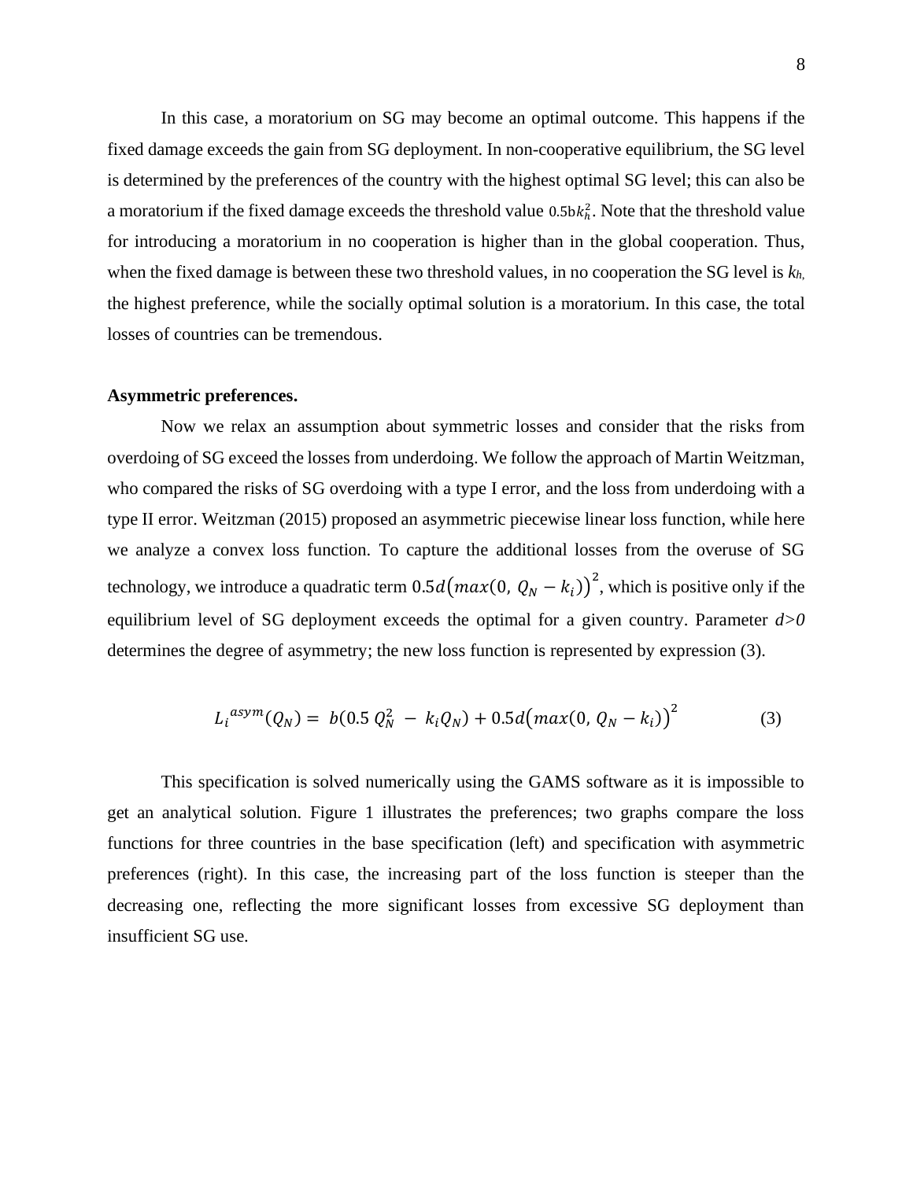In this case, a moratorium on SG may become an optimal outcome. This happens if the fixed damage exceeds the gain from SG deployment. In non-cooperative equilibrium, the SG level is determined by the preferences of the country with the highest optimal SG level; this can also be a moratorium if the fixed damage exceeds the threshold value $0.5bk_h^2$. Note that the threshold value for introducing a moratorium in no cooperation is higher than in the global cooperation. Thus, when the fixed damage is between these two threshold values, in no cooperation the SG level is $k_h$, the highest preference, while the socially optimal solution is a moratorium. In this case, the total losses of countries can be tremendous.

**Asymmetric preferences.**

Now we relax an assumption about symmetric losses and consider that the risks from overdoing of SG exceed the losses from underdoing. We follow the approach of Martin Weitzman, who compared the risks of SG overdoing with a type I error, and the loss from underdoing with a type II error. Weitzman (2015) proposed an asymmetric piecewise linear loss function, while here we analyze a convex loss function. To capture the additional losses from the overuse of SG technology, we introduce a quadratic term $0.5d\big(max(0,\ Q_N - k_i)\big)^2$, which is positive only if the equilibrium level of SG deployment exceeds the optimal for a given country. Parameter $d>0$ determines the degree of asymmetry; the new loss function is represented by expression (3).

$$L_i^{asym}(Q_N) = \ b(0.5\ Q_N^2\ -\ k_i Q_N) + 0.5d\big(max(0,\ Q_N - k_i)\big)^2 \qquad (3)$$

This specification is solved numerically using the GAMS software as it is impossible to get an analytical solution. Figure 1 illustrates the preferences; two graphs compare the loss functions for three countries in the base specification (left) and specification with asymmetric preferences (right). In this case, the increasing part of the loss function is steeper than the decreasing one, reflecting the more significant losses from excessive SG deployment than insufficient SG use.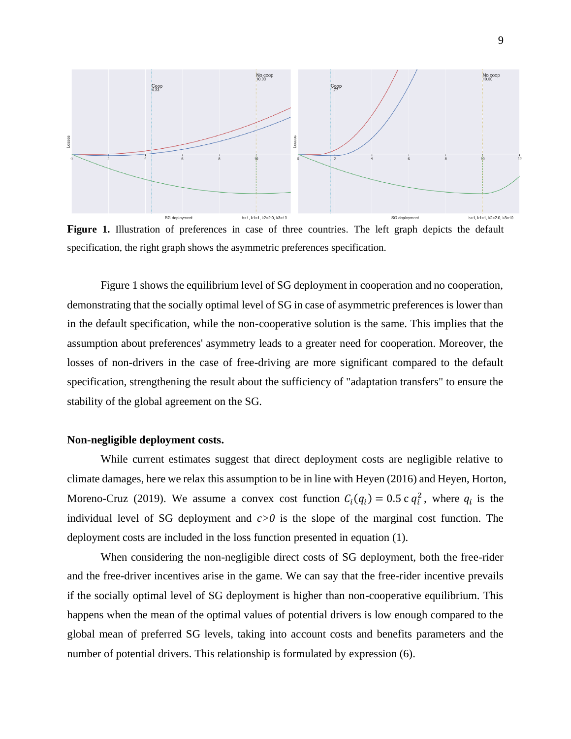**Figure 1.** Illustration of preferences in case of three countries. The left graph depicts the default specification, the right graph shows the asymmetric preferences specification.

Figure 1 shows the equilibrium level of SG deployment in cooperation and no cooperation, demonstrating that the socially optimal level of SG in case of asymmetric preferences is lower than in the default specification, while the non-cooperative solution is the same. This implies that the assumption about preferences' asymmetry leads to a greater need for cooperation. Moreover, the losses of non-drivers in the case of free-driving are more significant compared to the default specification, strengthening the result about the sufficiency of "adaptation transfers" to ensure the stability of the global agreement on the SG.

**Non-negligible deployment costs.**

While current estimates suggest that direct deployment costs are negligible relative to climate damages, here we relax this assumption to be in line with Heyen (2016) and Heyen, Horton, Moreno-Cruz (2019). We assume a convex cost function $C_i(q_i) = 0.5\, c\, q_i^2$, where $q_i$ is the individual level of SG deployment and $c>0$ is the slope of the marginal cost function. The deployment costs are included in the loss function presented in equation (1).

When considering the non-negligible direct costs of SG deployment, both the free-rider and the free-driver incentives arise in the game. We can say that the free-rider incentive prevails if the socially optimal level of SG deployment is higher than non-cooperative equilibrium. This happens when the mean of the optimal values of potential drivers is low enough compared to the global mean of preferred SG levels, taking into account costs and benefits parameters and the number of potential drivers. This relationship is formulated by expression (6).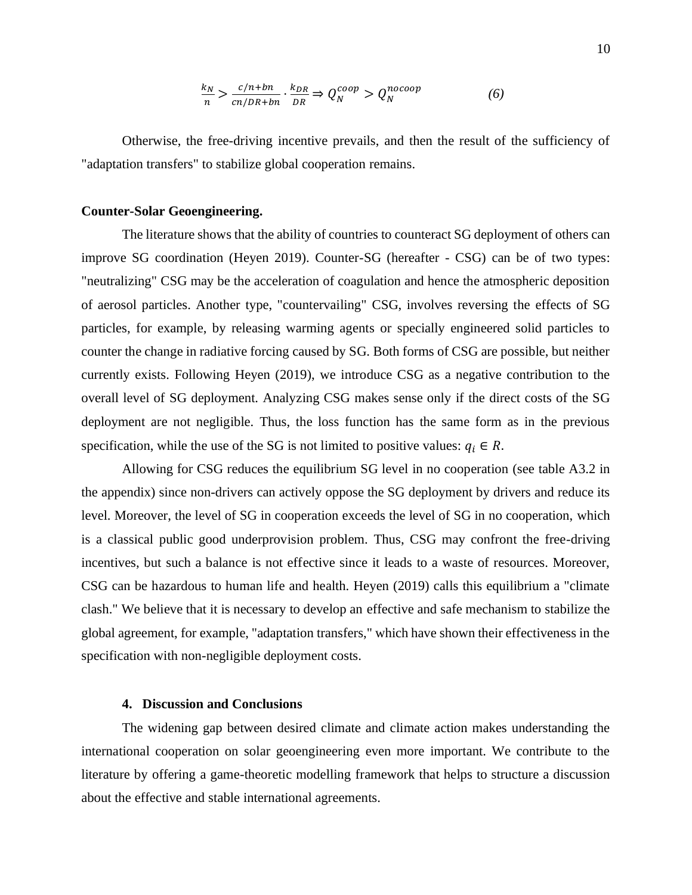$$\frac{k_N}{n} > \frac{c/n+bn}{cn/DR+bn} \cdot \frac{k_{DR}}{DR} \Rightarrow Q_N^{coop} > Q_N^{nocoop} \qquad (6)$$

Otherwise, the free-driving incentive prevails, and then the result of the sufficiency of "adaptation transfers" to stabilize global cooperation remains.

**Counter-Solar Geoengineering.**

The literature shows that the ability of countries to counteract SG deployment of others can improve SG coordination (Heyen 2019). Counter-SG (hereafter - CSG) can be of two types: "neutralizing" CSG may be the acceleration of coagulation and hence the atmospheric deposition of aerosol particles. Another type, "countervailing" CSG, involves reversing the effects of SG particles, for example, by releasing warming agents or specially engineered solid particles to counter the change in radiative forcing caused by SG. Both forms of CSG are possible, but neither currently exists. Following Heyen (2019), we introduce CSG as a negative contribution to the overall level of SG deployment. Analyzing CSG makes sense only if the direct costs of the SG deployment are not negligible. Thus, the loss function has the same form as in the previous specification, while the use of the SG is not limited to positive values: $q_i \in R$.

Allowing for CSG reduces the equilibrium SG level in no cooperation (see table A3.2 in the appendix) since non-drivers can actively oppose the SG deployment by drivers and reduce its level. Moreover, the level of SG in cooperation exceeds the level of SG in no cooperation, which is a classical public good underprovision problem. Thus, CSG may confront the free-driving incentives, but such a balance is not effective since it leads to a waste of resources. Moreover, CSG can be hazardous to human life and health. Heyen (2019) calls this equilibrium a "climate clash." We believe that it is necessary to develop an effective and safe mechanism to stabilize the global agreement, for example, "adaptation transfers," which have shown their effectiveness in the specification with non-negligible deployment costs.

## 4. Discussion and Conclusions

The widening gap between desired climate and climate action makes understanding the international cooperation on solar geoengineering even more important. We contribute to the literature by offering a game-theoretic modelling framework that helps to structure a discussion about the effective and stable international agreements.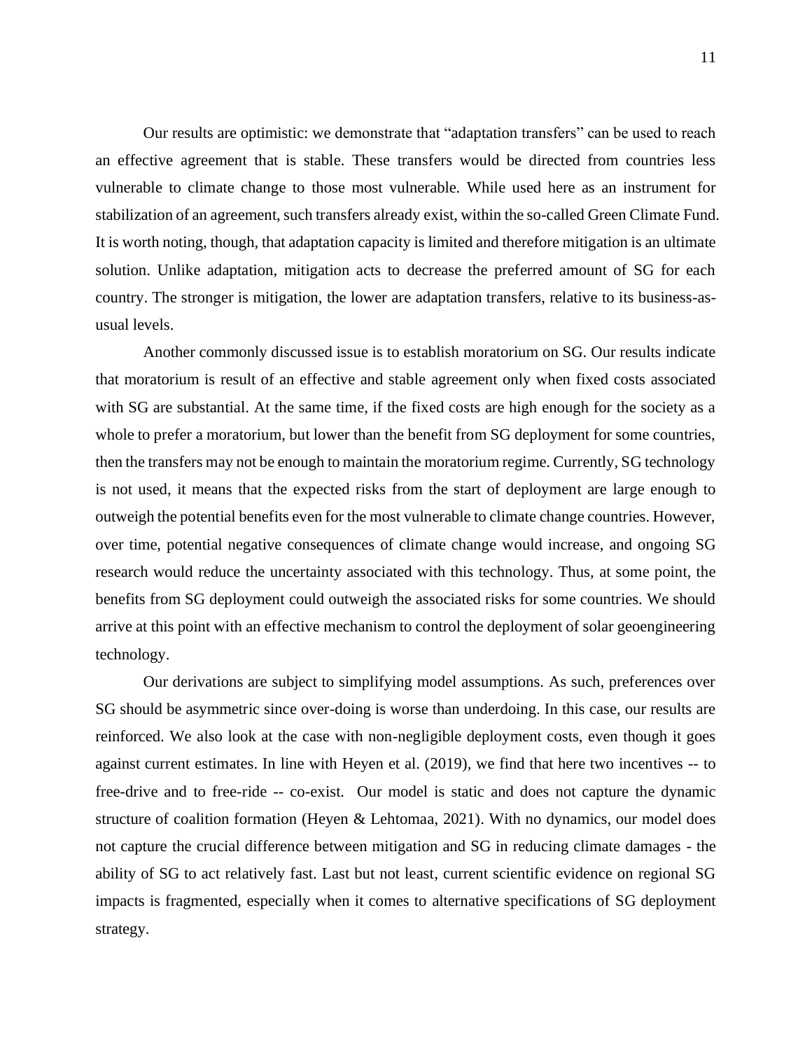Our results are optimistic: we demonstrate that "adaptation transfers" can be used to reach an effective agreement that is stable. These transfers would be directed from countries less vulnerable to climate change to those most vulnerable. While used here as an instrument for stabilization of an agreement, such transfers already exist, within the so-called Green Climate Fund. It is worth noting, though, that adaptation capacity is limited and therefore mitigation is an ultimate solution. Unlike adaptation, mitigation acts to decrease the preferred amount of SG for each country. The stronger is mitigation, the lower are adaptation transfers, relative to its business-as-usual levels.

Another commonly discussed issue is to establish moratorium on SG. Our results indicate that moratorium is result of an effective and stable agreement only when fixed costs associated with SG are substantial. At the same time, if the fixed costs are high enough for the society as a whole to prefer a moratorium, but lower than the benefit from SG deployment for some countries, then the transfers may not be enough to maintain the moratorium regime. Currently, SG technology is not used, it means that the expected risks from the start of deployment are large enough to outweigh the potential benefits even for the most vulnerable to climate change countries. However, over time, potential negative consequences of climate change would increase, and ongoing SG research would reduce the uncertainty associated with this technology. Thus, at some point, the benefits from SG deployment could outweigh the associated risks for some countries. We should arrive at this point with an effective mechanism to control the deployment of solar geoengineering technology.

Our derivations are subject to simplifying model assumptions. As such, preferences over SG should be asymmetric since over-doing is worse than underdoing. In this case, our results are reinforced. We also look at the case with non-negligible deployment costs, even though it goes against current estimates. In line with Heyen et al. (2019), we find that here two incentives -- to free-drive and to free-ride -- co-exist. Our model is static and does not capture the dynamic structure of coalition formation (Heyen & Lehtomaa, 2021). With no dynamics, our model does not capture the crucial difference between mitigation and SG in reducing climate damages - the ability of SG to act relatively fast. Last but not least, current scientific evidence on regional SG impacts is fragmented, especially when it comes to alternative specifications of SG deployment strategy.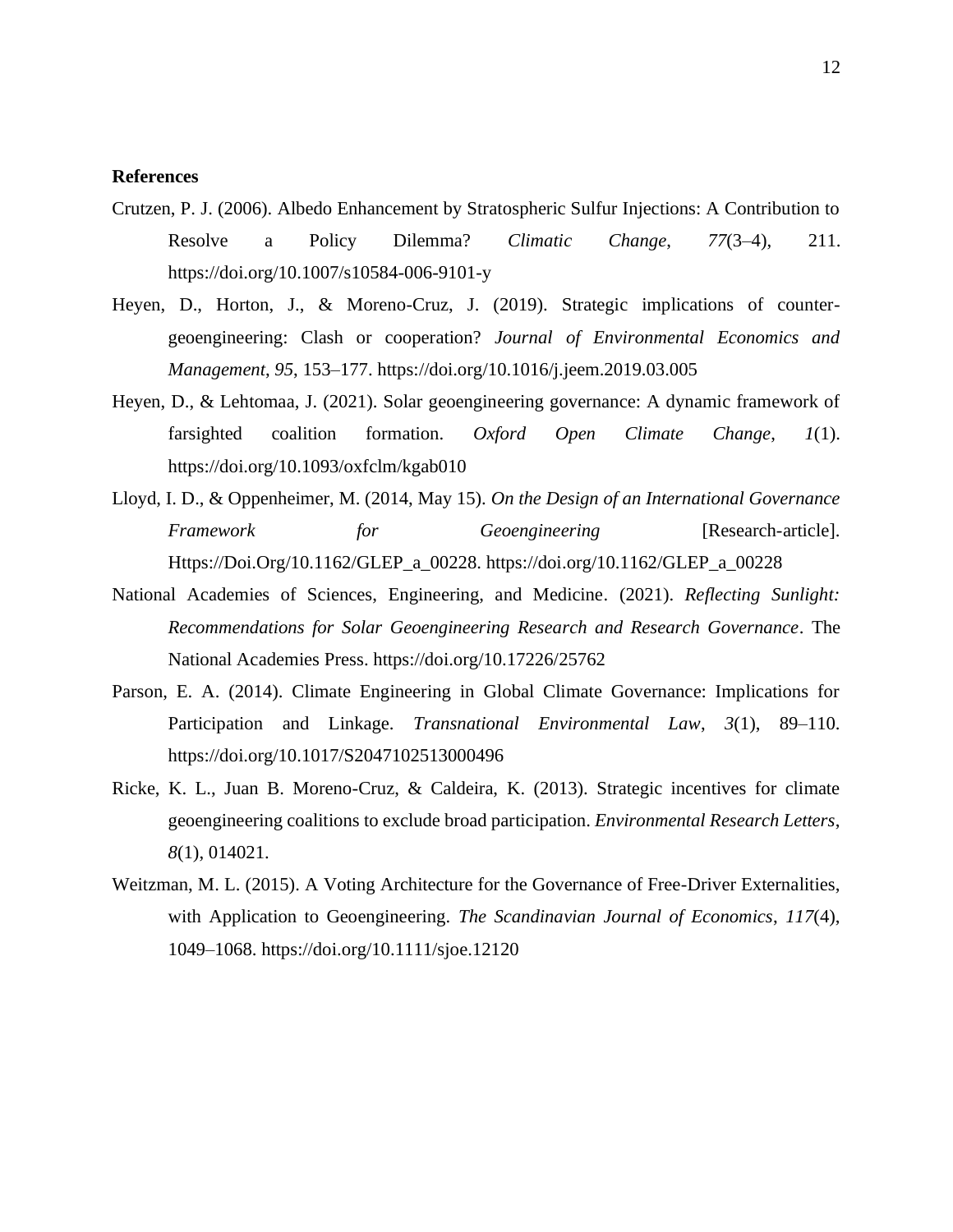**References**

Crutzen, P. J. (2006). Albedo Enhancement by Stratospheric Sulfur Injections: A Contribution to Resolve a Policy Dilemma? *Climatic Change*, *77*(3–4), 211. https://doi.org/10.1007/s10584-006-9101-y

Heyen, D., Horton, J., & Moreno-Cruz, J. (2019). Strategic implications of counter-geoengineering: Clash or cooperation? *Journal of Environmental Economics and Management*, *95*, 153–177. https://doi.org/10.1016/j.jeem.2019.03.005

Heyen, D., & Lehtomaa, J. (2021). Solar geoengineering governance: A dynamic framework of farsighted coalition formation. *Oxford Open Climate Change*, *1*(1). https://doi.org/10.1093/oxfclm/kgab010

Lloyd, I. D., & Oppenheimer, M. (2014, May 15). *On the Design of an International Governance Framework for Geoengineering* [Research-article]. Https://Doi.Org/10.1162/GLEP_a_00228. https://doi.org/10.1162/GLEP_a_00228

National Academies of Sciences, Engineering, and Medicine. (2021). *Reflecting Sunlight: Recommendations for Solar Geoengineering Research and Research Governance*. The National Academies Press. https://doi.org/10.17226/25762

Parson, E. A. (2014). Climate Engineering in Global Climate Governance: Implications for Participation and Linkage. *Transnational Environmental Law*, *3*(1), 89–110. https://doi.org/10.1017/S2047102513000496

Ricke, K. L., Juan B. Moreno-Cruz, & Caldeira, K. (2013). Strategic incentives for climate geoengineering coalitions to exclude broad participation. *Environmental Research Letters*, *8*(1), 014021.

Weitzman, M. L. (2015). A Voting Architecture for the Governance of Free-Driver Externalities, with Application to Geoengineering. *The Scandinavian Journal of Economics*, *117*(4), 1049–1068. https://doi.org/10.1111/sjoe.12120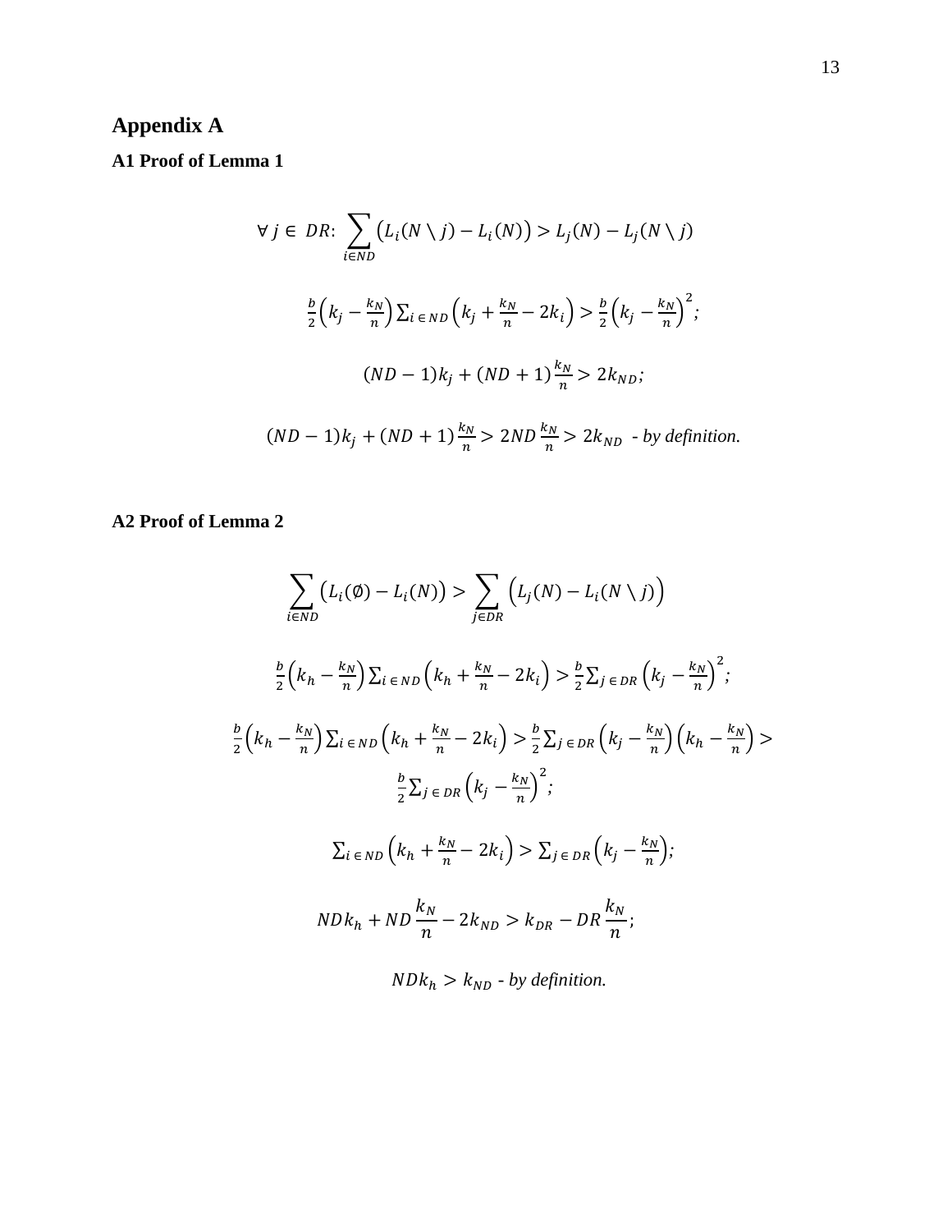# Appendix A

## A1 Proof of Lemma 1

$$\forall\, j \in\, DR\colon\ \sum_{i\in ND}\big(L_i(N\setminus j)-L_i(N)\big) > L_j(N)-L_j(N\setminus j)$$

$$\tfrac{b}{2}\Big(k_j-\tfrac{k_N}{n}\Big)\textstyle\sum_{i\,\in\,ND}\Big(k_j+\tfrac{k_N}{n}-2k_i\Big) > \tfrac{b}{2}\Big(k_j-\tfrac{k_N}{n}\Big)^2;$$

$$(ND-1)k_j+(ND+1)\frac{k_N}{n} > 2k_{ND};$$

$$(ND-1)k_j+(ND+1)\frac{k_N}{n} > 2ND\,\frac{k_N}{n} > 2k_{ND} \text{ - \textit{by definition.}}$$

## A2 Proof of Lemma 2

$$\sum_{i\in ND}\big(L_i(\emptyset)-L_i(N)\big) > \sum_{j\in DR}\Big(L_j(N)-L_i(N\setminus j)\Big)$$

$$\tfrac{b}{2}\Big(k_h-\tfrac{k_N}{n}\Big)\textstyle\sum_{i\,\in\,ND}\Big(k_h+\tfrac{k_N}{n}-2k_i\Big) > \tfrac{b}{2}\textstyle\sum_{j\,\in\,DR}\Big(k_j-\tfrac{k_N}{n}\Big)^2;$$

$$\tfrac{b}{2}\Big(k_h-\tfrac{k_N}{n}\Big)\textstyle\sum_{i\,\in\,ND}\Big(k_h+\tfrac{k_N}{n}-2k_i\Big) > \tfrac{b}{2}\textstyle\sum_{j\,\in\,DR}\Big(k_j-\tfrac{k_N}{n}\Big)\Big(k_h-\tfrac{k_N}{n}\Big) > \tfrac{b}{2}\textstyle\sum_{j\,\in\,DR}\Big(k_j-\tfrac{k_N}{n}\Big)^2;$$

$$\textstyle\sum_{i\,\in\,ND}\Big(k_h+\tfrac{k_N}{n}-2k_i\Big) > \textstyle\sum_{j\,\in\,DR}\Big(k_j-\tfrac{k_N}{n}\Big);$$

$$NDk_h+ND\frac{k_N}{n}-2k_{ND} > k_{DR}-DR\frac{k_N}{n};$$

$$NDk_h > k_{ND} \text{ - \textit{by definition.}}$$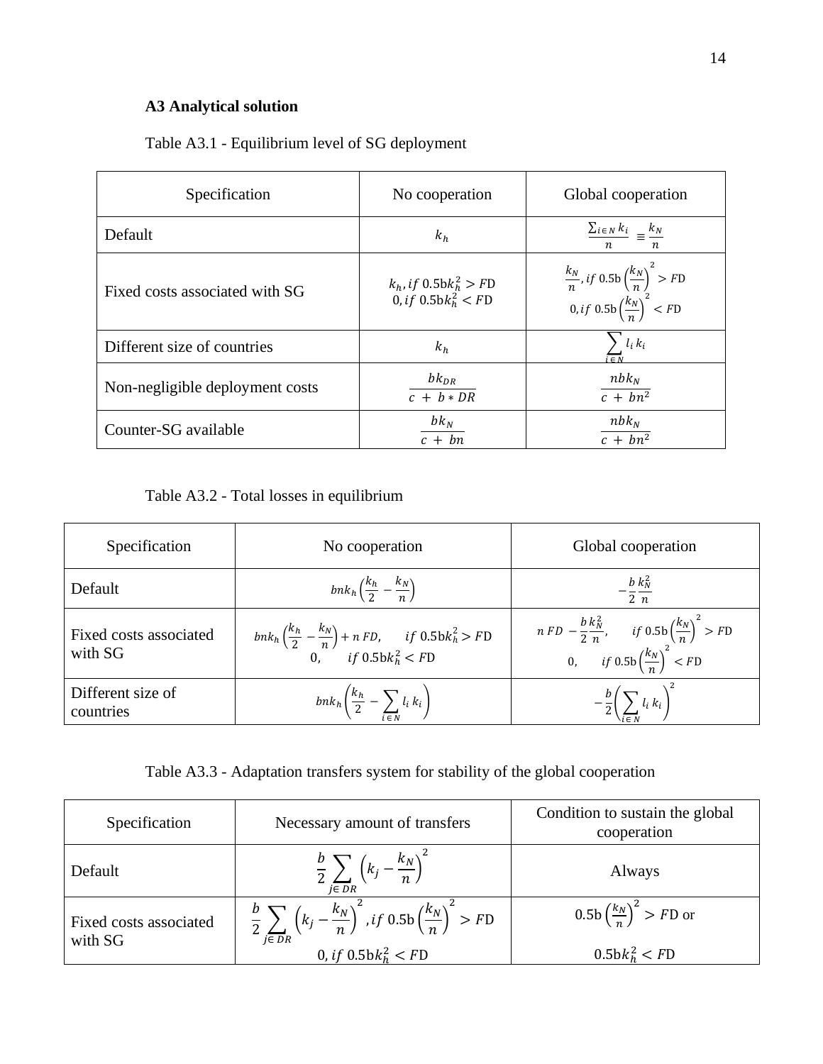### A3 Analytical solution

Table A3.1 - Equilibrium level of SG deployment

| Specification | No cooperation | Global cooperation |
| --- | --- | --- |
| Default | $k_h$ | $\frac{\sum_{i \in N} k_i}{n} \equiv \frac{k_N}{n}$ |
| Fixed costs associated with SG | $k_h, if\ 0.5\mathrm{b}k_h^2 > F\mathrm{D}$ <br> $0, if\ 0.5\mathrm{b}k_h^2 < F\mathrm{D}$ | $\frac{k_N}{n}, if\ 0.5\mathrm{b}\left(\frac{k_N}{n}\right)^2 > F\mathrm{D}$ <br> $0, if\ 0.5\mathrm{b}\left(\frac{k_N}{n}\right)^2 < F\mathrm{D}$ |
| Different size of countries | $k_h$ | $\sum_{i \in N} l_i k_i$ |
| Non-negligible deployment costs | $\frac{bk_{DR}}{c + b * DR}$ | $\frac{nbk_N}{c + bn^2}$ |
| Counter-SG available | $\frac{bk_N}{c + bn}$ | $\frac{nbk_N}{c + bn^2}$ |

Table A3.2 - Total losses in equilibrium

| Specification | No cooperation | Global cooperation |
| --- | --- | --- |
| Default | $bnk_h\left(\frac{k_h}{2} - \frac{k_N}{n}\right)$ | $-\frac{b}{2}\frac{k_N^2}{n}$ |
| Fixed costs associated with SG | $bnk_h\left(\frac{k_h}{2} - \frac{k_N}{n}\right) + n\,FD, \quad if\ 0.5\mathrm{b}k_h^2 > F\mathrm{D}$ <br> $0, \quad if\ 0.5\mathrm{b}k_h^2 < F\mathrm{D}$ | $n\,FD - \frac{b}{2}\frac{k_N^2}{n}, \quad if\ 0.5\mathrm{b}\left(\frac{k_N}{n}\right)^2 > F\mathrm{D}$ <br> $0, \quad if\ 0.5\mathrm{b}\left(\frac{k_N}{n}\right)^2 < F\mathrm{D}$ |
| Different size of countries | $bnk_h\left(\frac{k_h}{2} - \sum_{i \in N} l_i k_i\right)$ | $-\frac{b}{2}\left(\sum_{i \in N} l_i k_i\right)^2$ |

Table A3.3 - Adaptation transfers system for stability of the global cooperation

| Specification | Necessary amount of transfers | Condition to sustain the global cooperation |
| --- | --- | --- |
| Default | $\frac{b}{2}\sum_{j \in DR}\left(k_j - \frac{k_N}{n}\right)^2$ | Always |
| Fixed costs associated with SG | $\frac{b}{2}\sum_{j \in DR}\left(k_j - \frac{k_N}{n}\right)^2, if\ 0.5\mathrm{b}\left(\frac{k_N}{n}\right)^2 > F\mathrm{D}$ <br> $0, if\ 0.5\mathrm{b}k_h^2 < F\mathrm{D}$ | $0.5\mathrm{b}\left(\frac{k_N}{n}\right)^2 > F\mathrm{D}$ or <br> $0.5\mathrm{b}k_h^2 < F\mathrm{D}$ |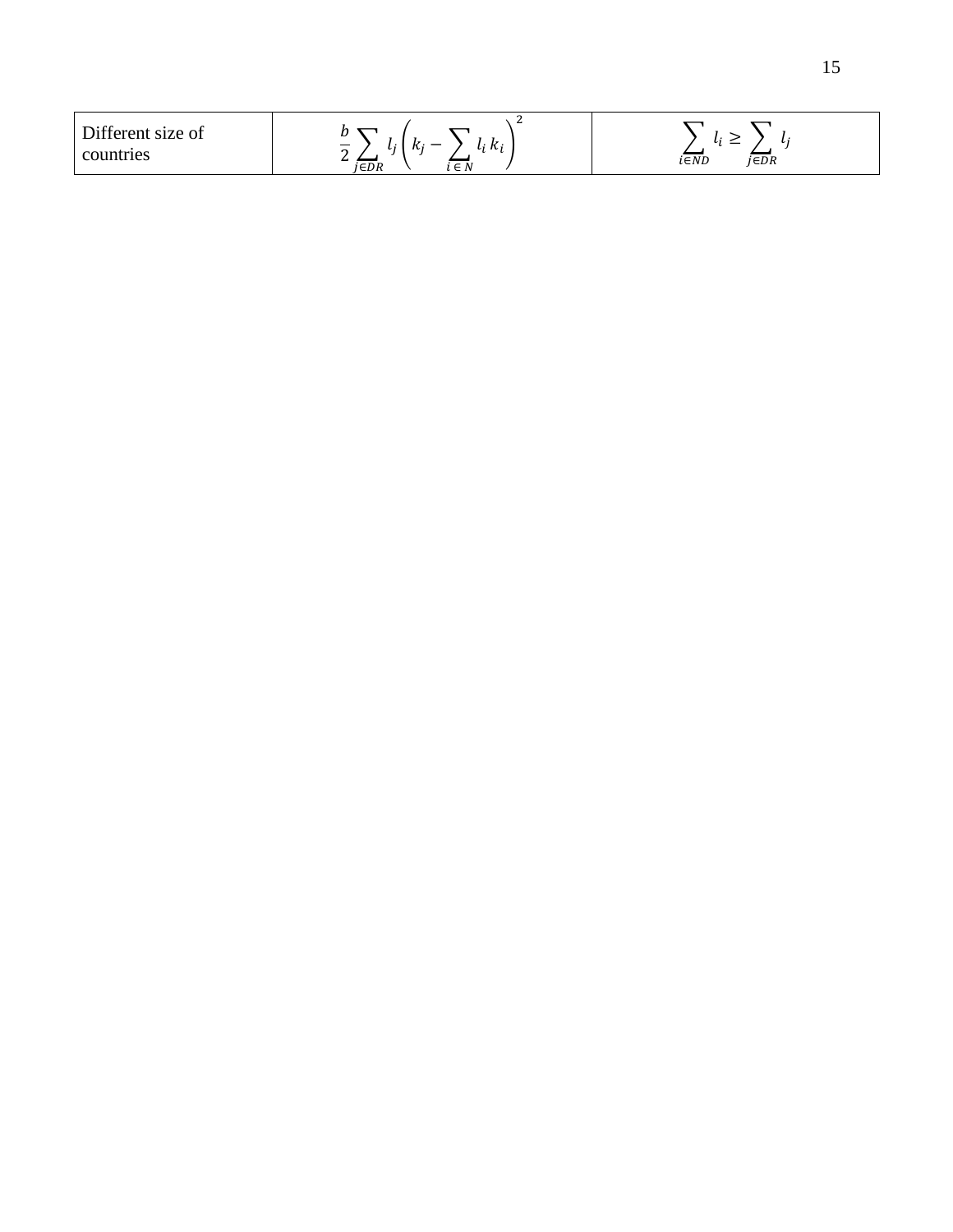| | | |
|---|---|---|
| Different size of countries | $\frac{b}{2}\sum_{j\in DR} l_j \left(k_j - \sum_{i\,\in\, N} l_i\, k_i\right)^2$ | $\sum_{i\in ND} l_i \geq \sum_{j\in DR} l_j$ |